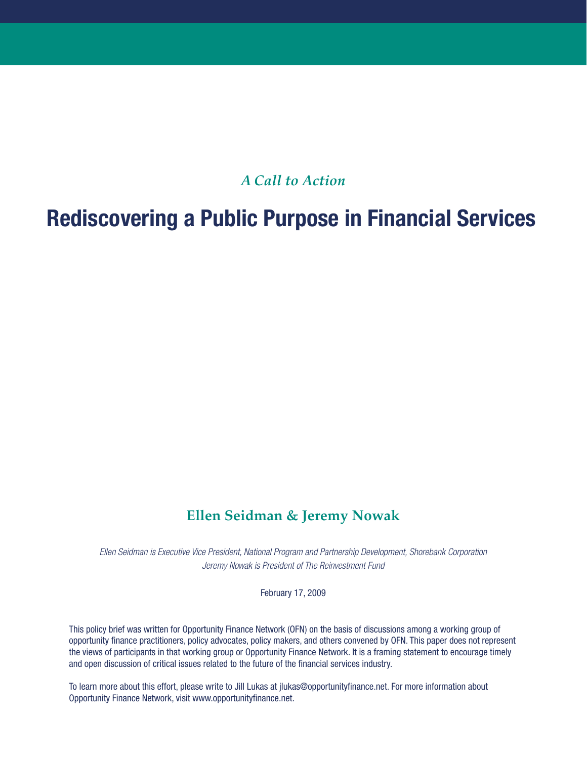*A Call to Action*

# Rediscovering a Public Purpose in Financial Services

**Ellen Seidman & Jeremy Nowak**

*Ellen Seidman is Executive Vice President, National Program and Partnership Development, Shorebank Corporation*
*Jeremy Nowak is President of The Reinvestment Fund*

February 17, 2009

This policy brief was written for Opportunity Finance Network (OFN) on the basis of discussions among a working group of opportunity finance practitioners, policy advocates, policy makers, and others convened by OFN. This paper does not represent the views of participants in that working group or Opportunity Finance Network. It is a framing statement to encourage timely and open discussion of critical issues related to the future of the financial services industry.

To learn more about this effort, please write to Jill Lukas at jlukas@opportunityfinance.net. For more information about Opportunity Finance Network, visit www.opportunityfinance.net.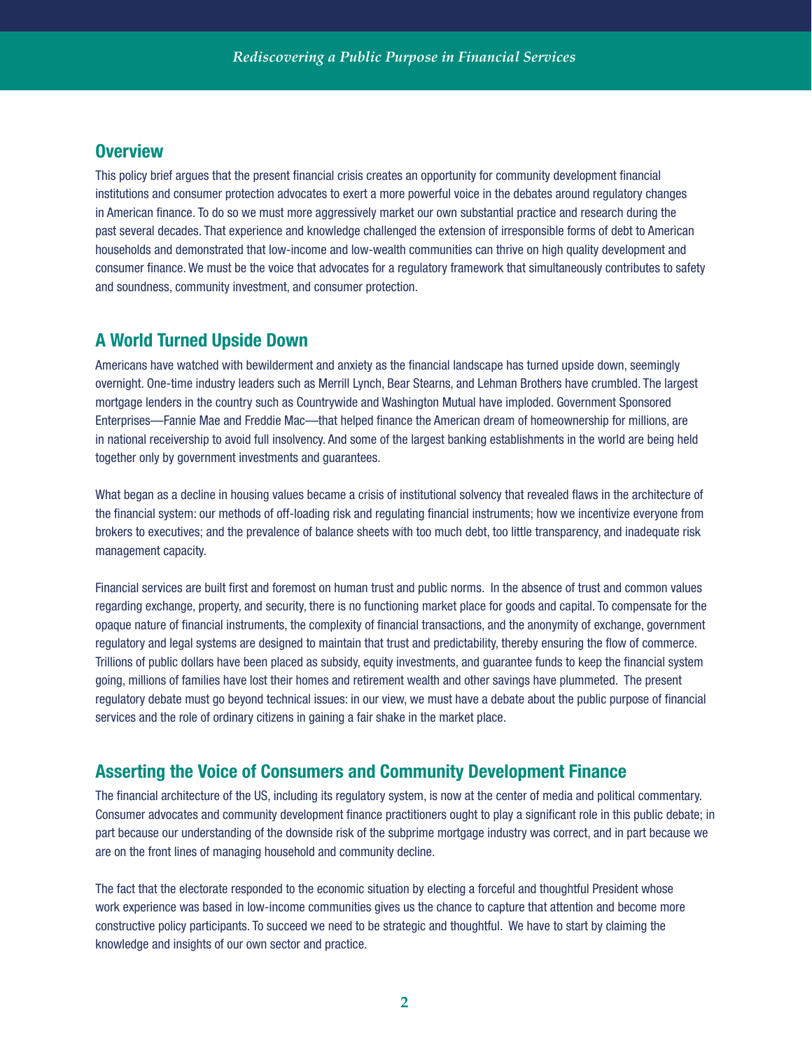## Overview

This policy brief argues that the present financial crisis creates an opportunity for community development financial institutions and consumer protection advocates to exert a more powerful voice in the debates around regulatory changes in American finance. To do so we must more aggressively market our own substantial practice and research during the past several decades. That experience and knowledge challenged the extension of irresponsible forms of debt to American households and demonstrated that low-income and low-wealth communities can thrive on high quality development and consumer finance. We must be the voice that advocates for a regulatory framework that simultaneously contributes to safety and soundness, community investment, and consumer protection.

## A World Turned Upside Down

Americans have watched with bewilderment and anxiety as the financial landscape has turned upside down, seemingly overnight. One-time industry leaders such as Merrill Lynch, Bear Stearns, and Lehman Brothers have crumbled. The largest mortgage lenders in the country such as Countrywide and Washington Mutual have imploded. Government Sponsored Enterprises—Fannie Mae and Freddie Mac—that helped finance the American dream of homeownership for millions, are in national receivership to avoid full insolvency. And some of the largest banking establishments in the world are being held together only by government investments and guarantees.

What began as a decline in housing values became a crisis of institutional solvency that revealed flaws in the architecture of the financial system: our methods of off-loading risk and regulating financial instruments; how we incentivize everyone from brokers to executives; and the prevalence of balance sheets with too much debt, too little transparency, and inadequate risk management capacity.

Financial services are built first and foremost on human trust and public norms. In the absence of trust and common values regarding exchange, property, and security, there is no functioning market place for goods and capital. To compensate for the opaque nature of financial instruments, the complexity of financial transactions, and the anonymity of exchange, government regulatory and legal systems are designed to maintain that trust and predictability, thereby ensuring the flow of commerce. Trillions of public dollars have been placed as subsidy, equity investments, and guarantee funds to keep the financial system going, millions of families have lost their homes and retirement wealth and other savings have plummeted. The present regulatory debate must go beyond technical issues: in our view, we must have a debate about the public purpose of financial services and the role of ordinary citizens in gaining a fair shake in the market place.

## Asserting the Voice of Consumers and Community Development Finance

The financial architecture of the US, including its regulatory system, is now at the center of media and political commentary. Consumer advocates and community development finance practitioners ought to play a significant role in this public debate; in part because our understanding of the downside risk of the subprime mortgage industry was correct, and in part because we are on the front lines of managing household and community decline.

The fact that the electorate responded to the economic situation by electing a forceful and thoughtful President whose work experience was based in low-income communities gives us the chance to capture that attention and become more constructive policy participants. To succeed we need to be strategic and thoughtful. We have to start by claiming the knowledge and insights of our own sector and practice.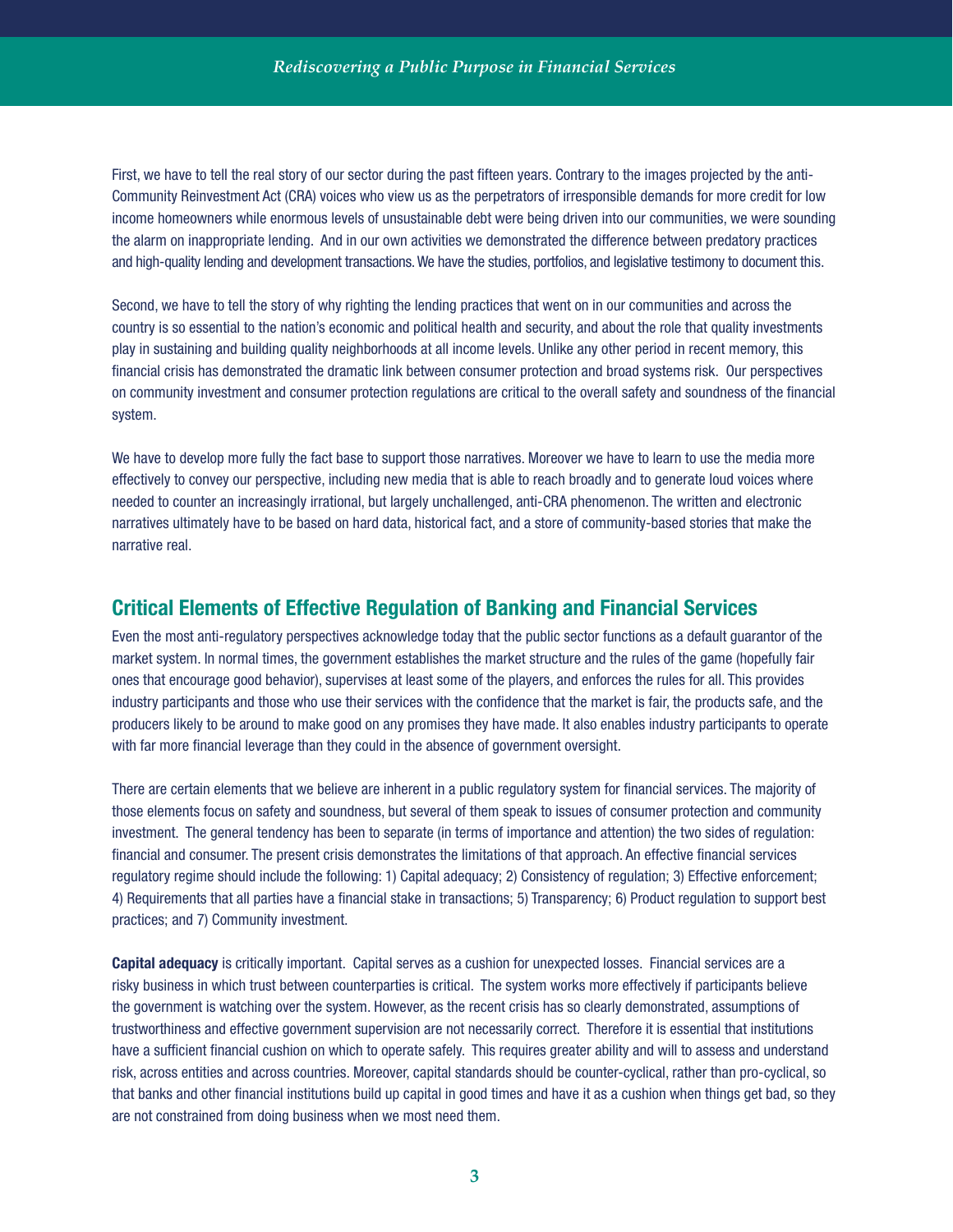First, we have to tell the real story of our sector during the past fifteen years. Contrary to the images projected by the anti-Community Reinvestment Act (CRA) voices who view us as the perpetrators of irresponsible demands for more credit for low income homeowners while enormous levels of unsustainable debt were being driven into our communities, we were sounding the alarm on inappropriate lending. And in our own activities we demonstrated the difference between predatory practices and high-quality lending and development transactions. We have the studies, portfolios, and legislative testimony to document this.

Second, we have to tell the story of why righting the lending practices that went on in our communities and across the country is so essential to the nation's economic and political health and security, and about the role that quality investments play in sustaining and building quality neighborhoods at all income levels. Unlike any other period in recent memory, this financial crisis has demonstrated the dramatic link between consumer protection and broad systems risk. Our perspectives on community investment and consumer protection regulations are critical to the overall safety and soundness of the financial system.

We have to develop more fully the fact base to support those narratives. Moreover we have to learn to use the media more effectively to convey our perspective, including new media that is able to reach broadly and to generate loud voices where needed to counter an increasingly irrational, but largely unchallenged, anti-CRA phenomenon. The written and electronic narratives ultimately have to be based on hard data, historical fact, and a store of community-based stories that make the narrative real.

## Critical Elements of Effective Regulation of Banking and Financial Services

Even the most anti-regulatory perspectives acknowledge today that the public sector functions as a default guarantor of the market system. In normal times, the government establishes the market structure and the rules of the game (hopefully fair ones that encourage good behavior), supervises at least some of the players, and enforces the rules for all. This provides industry participants and those who use their services with the confidence that the market is fair, the products safe, and the producers likely to be around to make good on any promises they have made. It also enables industry participants to operate with far more financial leverage than they could in the absence of government oversight.

There are certain elements that we believe are inherent in a public regulatory system for financial services. The majority of those elements focus on safety and soundness, but several of them speak to issues of consumer protection and community investment. The general tendency has been to separate (in terms of importance and attention) the two sides of regulation: financial and consumer. The present crisis demonstrates the limitations of that approach. An effective financial services regulatory regime should include the following: 1) Capital adequacy; 2) Consistency of regulation; 3) Effective enforcement; 4) Requirements that all parties have a financial stake in transactions; 5) Transparency; 6) Product regulation to support best practices; and 7) Community investment.

**Capital adequacy** is critically important. Capital serves as a cushion for unexpected losses. Financial services are a risky business in which trust between counterparties is critical. The system works more effectively if participants believe the government is watching over the system. However, as the recent crisis has so clearly demonstrated, assumptions of trustworthiness and effective government supervision are not necessarily correct. Therefore it is essential that institutions have a sufficient financial cushion on which to operate safely. This requires greater ability and will to assess and understand risk, across entities and across countries. Moreover, capital standards should be counter-cyclical, rather than pro-cyclical, so that banks and other financial institutions build up capital in good times and have it as a cushion when things get bad, so they are not constrained from doing business when we most need them.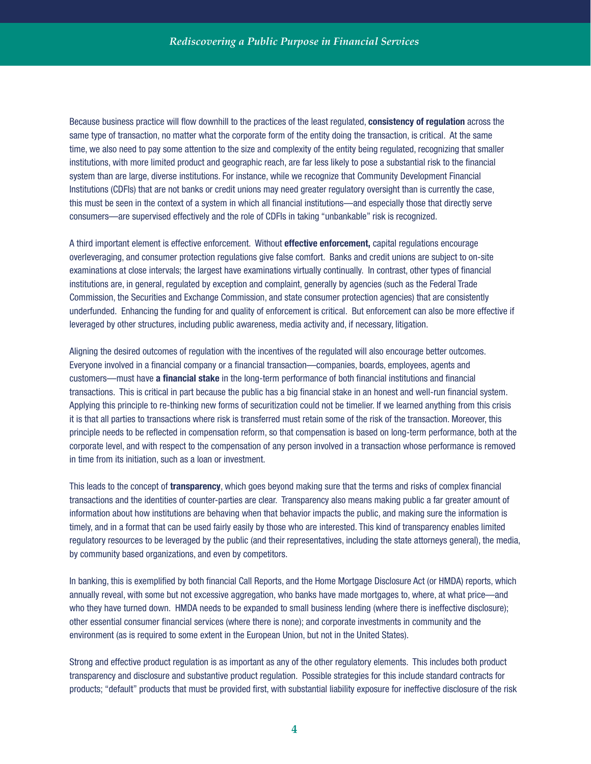Because business practice will flow downhill to the practices of the least regulated, **consistency of regulation** across the same type of transaction, no matter what the corporate form of the entity doing the transaction, is critical. At the same time, we also need to pay some attention to the size and complexity of the entity being regulated, recognizing that smaller institutions, with more limited product and geographic reach, are far less likely to pose a substantial risk to the financial system than are large, diverse institutions. For instance, while we recognize that Community Development Financial Institutions (CDFIs) that are not banks or credit unions may need greater regulatory oversight than is currently the case, this must be seen in the context of a system in which all financial institutions—and especially those that directly serve consumers—are supervised effectively and the role of CDFIs in taking "unbankable" risk is recognized.

A third important element is effective enforcement. Without **effective enforcement,** capital regulations encourage overleveraging, and consumer protection regulations give false comfort. Banks and credit unions are subject to on-site examinations at close intervals; the largest have examinations virtually continually. In contrast, other types of financial institutions are, in general, regulated by exception and complaint, generally by agencies (such as the Federal Trade Commission, the Securities and Exchange Commission, and state consumer protection agencies) that are consistently underfunded. Enhancing the funding for and quality of enforcement is critical. But enforcement can also be more effective if leveraged by other structures, including public awareness, media activity and, if necessary, litigation.

Aligning the desired outcomes of regulation with the incentives of the regulated will also encourage better outcomes. Everyone involved in a financial company or a financial transaction—companies, boards, employees, agents and customers—must have **a financial stake** in the long-term performance of both financial institutions and financial transactions. This is critical in part because the public has a big financial stake in an honest and well-run financial system. Applying this principle to re-thinking new forms of securitization could not be timelier. If we learned anything from this crisis it is that all parties to transactions where risk is transferred must retain some of the risk of the transaction. Moreover, this principle needs to be reflected in compensation reform, so that compensation is based on long-term performance, both at the corporate level, and with respect to the compensation of any person involved in a transaction whose performance is removed in time from its initiation, such as a loan or investment.

This leads to the concept of **transparency**, which goes beyond making sure that the terms and risks of complex financial transactions and the identities of counter-parties are clear. Transparency also means making public a far greater amount of information about how institutions are behaving when that behavior impacts the public, and making sure the information is timely, and in a format that can be used fairly easily by those who are interested. This kind of transparency enables limited regulatory resources to be leveraged by the public (and their representatives, including the state attorneys general), the media, by community based organizations, and even by competitors.

In banking, this is exemplified by both financial Call Reports, and the Home Mortgage Disclosure Act (or HMDA) reports, which annually reveal, with some but not excessive aggregation, who banks have made mortgages to, where, at what price—and who they have turned down. HMDA needs to be expanded to small business lending (where there is ineffective disclosure); other essential consumer financial services (where there is none); and corporate investments in community and the environment (as is required to some extent in the European Union, but not in the United States).

Strong and effective product regulation is as important as any of the other regulatory elements. This includes both product transparency and disclosure and substantive product regulation. Possible strategies for this include standard contracts for products; "default" products that must be provided first, with substantial liability exposure for ineffective disclosure of the risk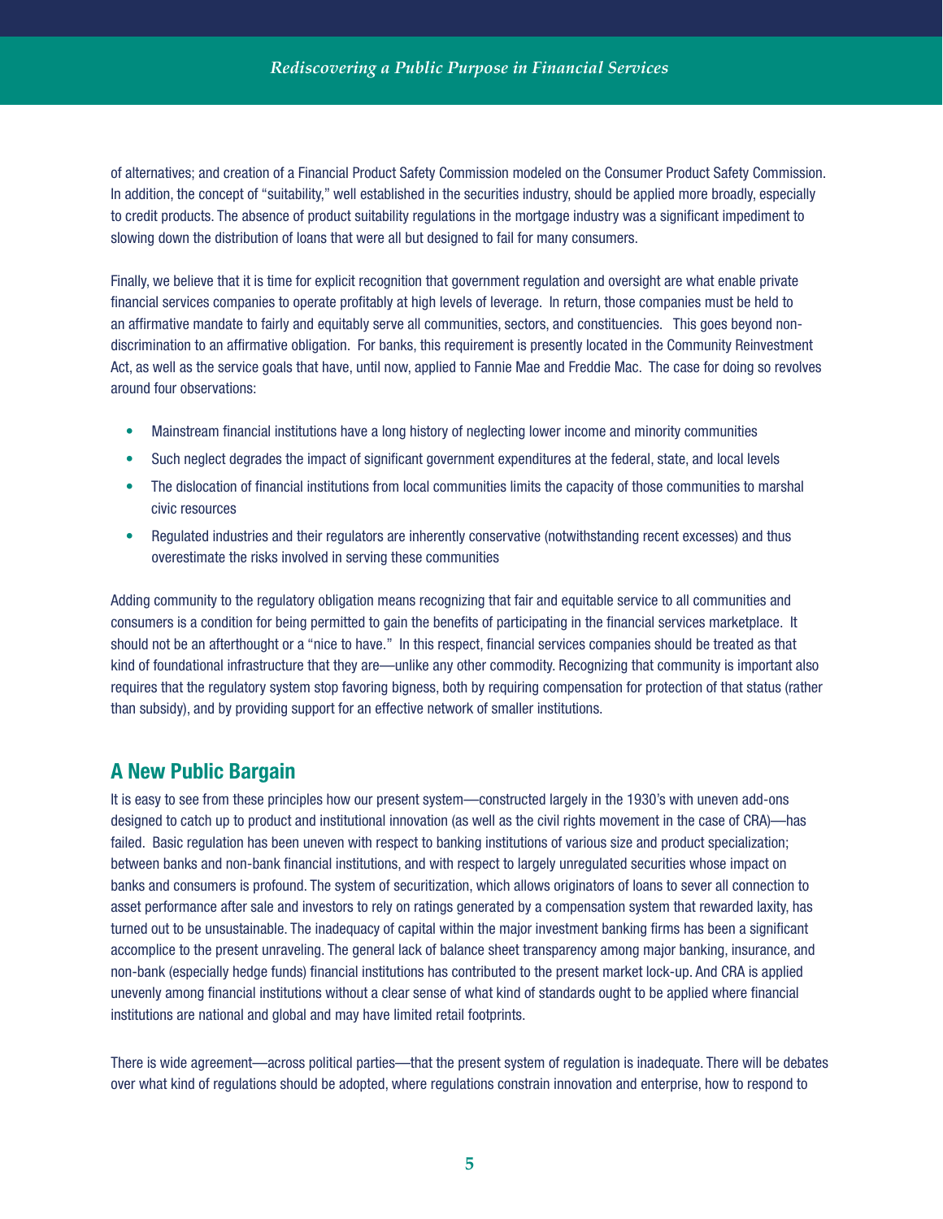of alternatives; and creation of a Financial Product Safety Commission modeled on the Consumer Product Safety Commission. In addition, the concept of "suitability," well established in the securities industry, should be applied more broadly, especially to credit products. The absence of product suitability regulations in the mortgage industry was a significant impediment to slowing down the distribution of loans that were all but designed to fail for many consumers.

Finally, we believe that it is time for explicit recognition that government regulation and oversight are what enable private financial services companies to operate profitably at high levels of leverage. In return, those companies must be held to an affirmative mandate to fairly and equitably serve all communities, sectors, and constituencies. This goes beyond non-discrimination to an affirmative obligation. For banks, this requirement is presently located in the Community Reinvestment Act, as well as the service goals that have, until now, applied to Fannie Mae and Freddie Mac. The case for doing so revolves around four observations:

- Mainstream financial institutions have a long history of neglecting lower income and minority communities
- Such neglect degrades the impact of significant government expenditures at the federal, state, and local levels
- The dislocation of financial institutions from local communities limits the capacity of those communities to marshal civic resources
- Regulated industries and their regulators are inherently conservative (notwithstanding recent excesses) and thus overestimate the risks involved in serving these communities

Adding community to the regulatory obligation means recognizing that fair and equitable service to all communities and consumers is a condition for being permitted to gain the benefits of participating in the financial services marketplace. It should not be an afterthought or a "nice to have." In this respect, financial services companies should be treated as that kind of foundational infrastructure that they are—unlike any other commodity. Recognizing that community is important also requires that the regulatory system stop favoring bigness, both by requiring compensation for protection of that status (rather than subsidy), and by providing support for an effective network of smaller institutions.

## A New Public Bargain

It is easy to see from these principles how our present system—constructed largely in the 1930's with uneven add-ons designed to catch up to product and institutional innovation (as well as the civil rights movement in the case of CRA)—has failed. Basic regulation has been uneven with respect to banking institutions of various size and product specialization; between banks and non-bank financial institutions, and with respect to largely unregulated securities whose impact on banks and consumers is profound. The system of securitization, which allows originators of loans to sever all connection to asset performance after sale and investors to rely on ratings generated by a compensation system that rewarded laxity, has turned out to be unsustainable. The inadequacy of capital within the major investment banking firms has been a significant accomplice to the present unraveling. The general lack of balance sheet transparency among major banking, insurance, and non-bank (especially hedge funds) financial institutions has contributed to the present market lock-up. And CRA is applied unevenly among financial institutions without a clear sense of what kind of standards ought to be applied where financial institutions are national and global and may have limited retail footprints.

There is wide agreement—across political parties—that the present system of regulation is inadequate. There will be debates over what kind of regulations should be adopted, where regulations constrain innovation and enterprise, how to respond to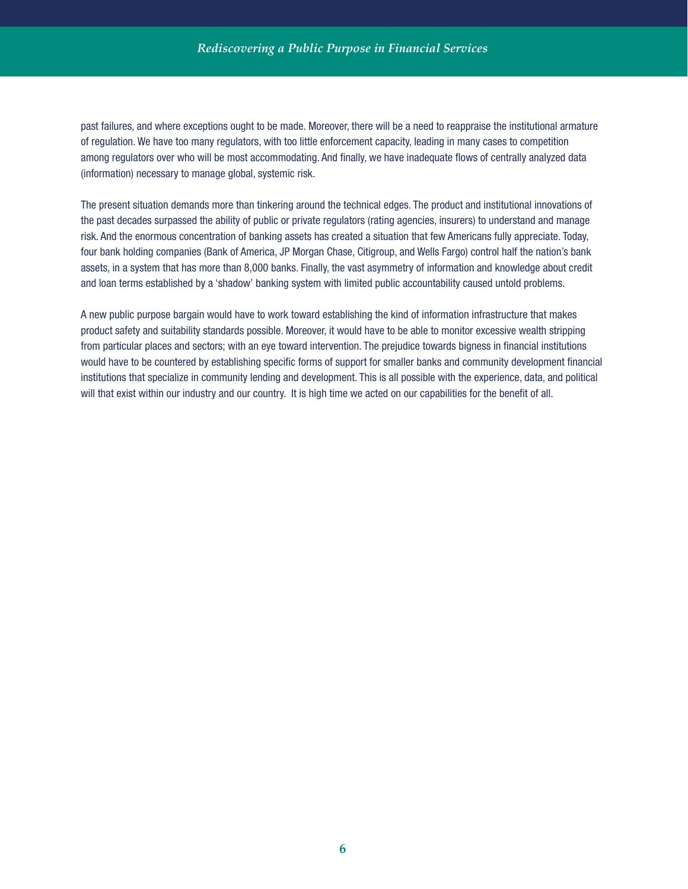past failures, and where exceptions ought to be made. Moreover, there will be a need to reappraise the institutional armature of regulation. We have too many regulators, with too little enforcement capacity, leading in many cases to competition among regulators over who will be most accommodating. And finally, we have inadequate flows of centrally analyzed data (information) necessary to manage global, systemic risk.

The present situation demands more than tinkering around the technical edges. The product and institutional innovations of the past decades surpassed the ability of public or private regulators (rating agencies, insurers) to understand and manage risk. And the enormous concentration of banking assets has created a situation that few Americans fully appreciate. Today, four bank holding companies (Bank of America, JP Morgan Chase, Citigroup, and Wells Fargo) control half the nation's bank assets, in a system that has more than 8,000 banks. Finally, the vast asymmetry of information and knowledge about credit and loan terms established by a 'shadow' banking system with limited public accountability caused untold problems.

A new public purpose bargain would have to work toward establishing the kind of information infrastructure that makes product safety and suitability standards possible. Moreover, it would have to be able to monitor excessive wealth stripping from particular places and sectors; with an eye toward intervention. The prejudice towards bigness in financial institutions would have to be countered by establishing specific forms of support for smaller banks and community development financial institutions that specialize in community lending and development. This is all possible with the experience, data, and political will that exist within our industry and our country. It is high time we acted on our capabilities for the benefit of all.